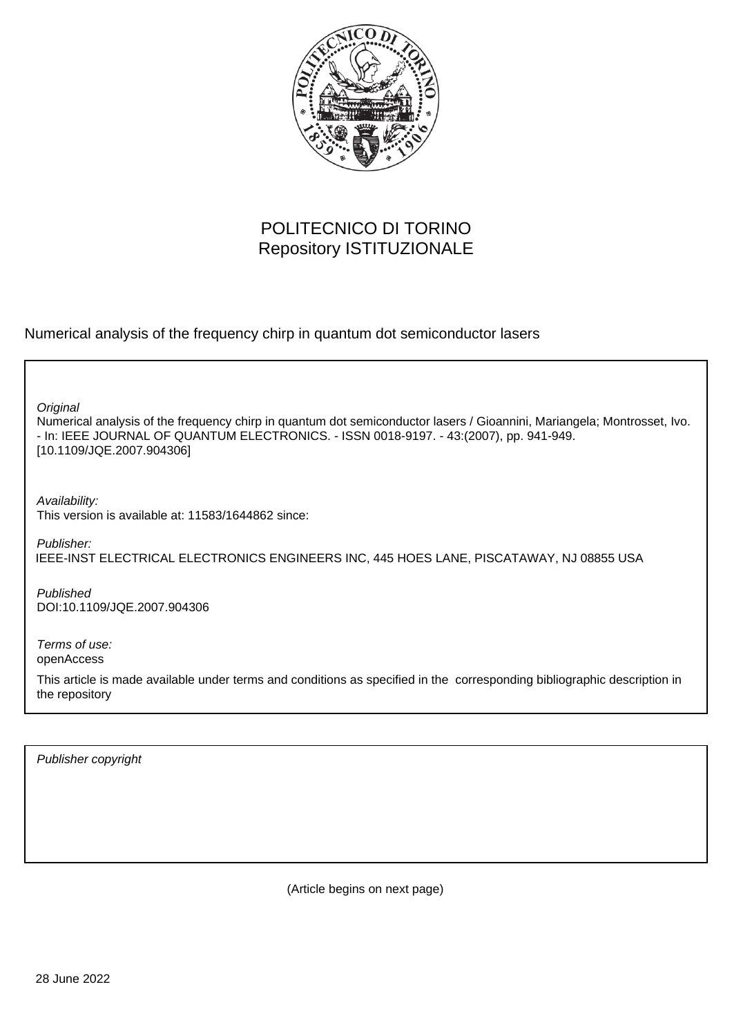POLITECNICO DI TORINO
Repository ISTITUZIONALE

Numerical analysis of the frequency chirp in quantum dot semiconductor lasers

*Original*
Numerical analysis of the frequency chirp in quantum dot semiconductor lasers / Gioannini, Mariangela; Montrosset, Ivo. - In: IEEE JOURNAL OF QUANTUM ELECTRONICS. - ISSN 0018-9197. - 43:(2007), pp. 941-949. [10.1109/JQE.2007.904306]

*Availability:*
This version is available at: 11583/1644862 since:

*Publisher:*
IEEE-INST ELECTRICAL ELECTRONICS ENGINEERS INC, 445 HOES LANE, PISCATAWAY, NJ 08855 USA

*Published*
DOI:10.1109/JQE.2007.904306

*Terms of use:*
openAccess

This article is made available under terms and conditions as specified in the corresponding bibliographic description in the repository

*Publisher copyright*

(Article begins on next page)

28 June 2022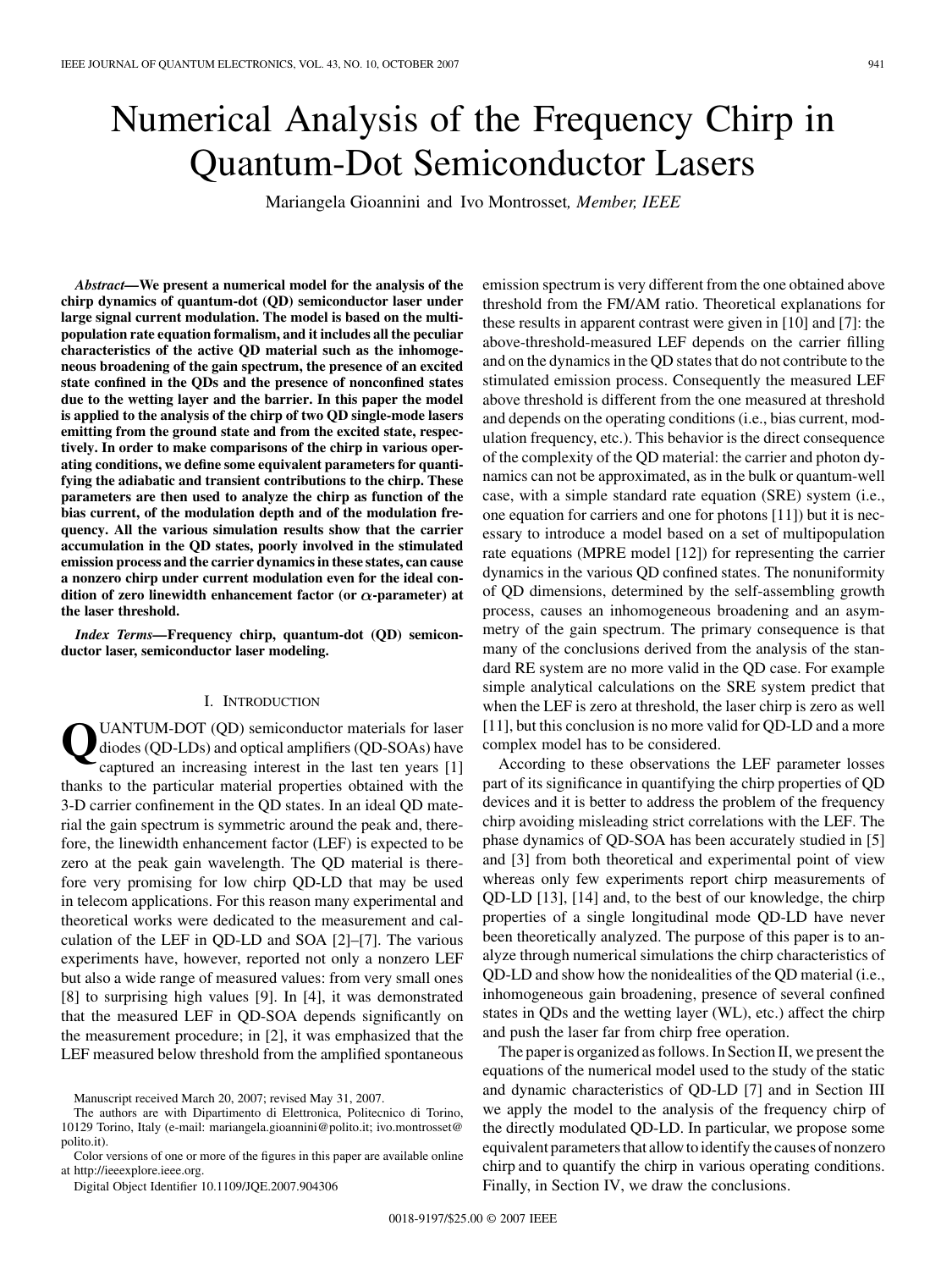# Numerical Analysis of the Frequency Chirp in Quantum-Dot Semiconductor Lasers

Mariangela Gioannini and Ivo Montrosset, *Member, IEEE*

***Abstract*—We present a numerical model for the analysis of the chirp dynamics of quantum-dot (QD) semiconductor laser under large signal current modulation. The model is based on the multi-population rate equation formalism, and it includes all the peculiar characteristics of the active QD material such as the inhomogeneous broadening of the gain spectrum, the presence of an excited state confined in the QDs and the presence of nonconfined states due to the wetting layer and the barrier. In this paper the model is applied to the analysis of the chirp of two QD single-mode lasers emitting from the ground state and from the excited state, respectively. In order to make comparisons of the chirp in various operating conditions, we define some equivalent parameters for quantifying the adiabatic and transient contributions to the chirp. These parameters are then used to analyze the chirp as function of the bias current, of the modulation depth and of the modulation frequency. All the various simulation results show that the carrier accumulation in the QD states, poorly involved in the stimulated emission process and the carrier dynamics in these states, can cause a nonzero chirp under current modulation even for the ideal condition of zero linewidth enhancement factor (or $\alpha$-parameter) at the laser threshold.**

***Index Terms*—Frequency chirp, quantum-dot (QD) semiconductor laser, semiconductor laser modeling.**

## I. Introduction

QUANTUM-DOT (QD) semiconductor materials for laser diodes (QD-LDs) and optical amplifiers (QD-SOAs) have captured an increasing interest in the last ten years [1] thanks to the particular material properties obtained with the 3-D carrier confinement in the QD states. In an ideal QD material the gain spectrum is symmetric around the peak and, therefore, the linewidth enhancement factor (LEF) is expected to be zero at the peak gain wavelength. The QD material is therefore very promising for low chirp QD-LD that may be used in telecom applications. For this reason many experimental and theoretical works were dedicated to the measurement and calculation of the LEF in QD-LD and SOA [2]–[7]. The various experiments have, however, reported not only a nonzero LEF but also a wide range of measured values: from very small ones [8] to surprising high values [9]. In [4], it was demonstrated that the measured LEF in QD-SOA depends significantly on the measurement procedure; in [2], it was emphasized that the LEF measured below threshold from the amplified spontaneous emission spectrum is very different from the one obtained above threshold from the FM/AM ratio. Theoretical explanations for these results in apparent contrast were given in [10] and [7]: the above-threshold-measured LEF depends on the carrier filling and on the dynamics in the QD states that do not contribute to the stimulated emission process. Consequently the measured LEF above threshold is different from the one measured at threshold and depends on the operating conditions (i.e., bias current, modulation frequency, etc.). This behavior is the direct consequence of the complexity of the QD material: the carrier and photon dynamics can not be approximated, as in the bulk or quantum-well case, with a simple standard rate equation (SRE) system (i.e., one equation for carriers and one for photons [11]) but it is necessary to introduce a model based on a set of multipopulation rate equations (MPRE model [12]) for representing the carrier dynamics in the various QD confined states. The nonuniformity of QD dimensions, determined by the self-assembling growth process, causes an inhomogeneous broadening and an asymmetry of the gain spectrum. The primary consequence is that many of the conclusions derived from the analysis of the standard RE system are no more valid in the QD case. For example simple analytical calculations on the SRE system predict that when the LEF is zero at threshold, the laser chirp is zero as well [11], but this conclusion is no more valid for QD-LD and a more complex model has to be considered.

According to these observations the LEF parameter losses part of its significance in quantifying the chirp properties of QD devices and it is better to address the problem of the frequency chirp avoiding misleading strict correlations with the LEF. The phase dynamics of QD-SOA has been accurately studied in [5] and [3] from both theoretical and experimental point of view whereas only few experiments report chirp measurements of QD-LD [13], [14] and, to the best of our knowledge, the chirp properties of a single longitudinal mode QD-LD have never been theoretically analyzed. The purpose of this paper is to analyze through numerical simulations the chirp characteristics of QD-LD and show how the nonidealities of the QD material (i.e., inhomogeneous gain broadening, presence of several confined states in QDs and the wetting layer (WL), etc.) affect the chirp and push the laser far from chirp free operation.

The paper is organized as follows. In Section II, we present the equations of the numerical model used to the study of the static and dynamic characteristics of QD-LD [7] and in Section III we apply the model to the analysis of the frequency chirp of the directly modulated QD-LD. In particular, we propose some equivalent parameters that allow to identify the causes of nonzero chirp and to quantify the chirp in various operating conditions. Finally, in Section IV, we draw the conclusions.

Manuscript received March 20, 2007; revised May 31, 2007.

The authors are with Dipartimento di Elettronica, Politecnico di Torino, 10129 Torino, Italy (e-mail: mariangela.gioannini@polito.it; ivo.montrosset@polito.it).

Color versions of one or more of the figures in this paper are available online at http://ieeexplore.ieee.org.

Digital Object Identifier 10.1109/JQE.2007.904306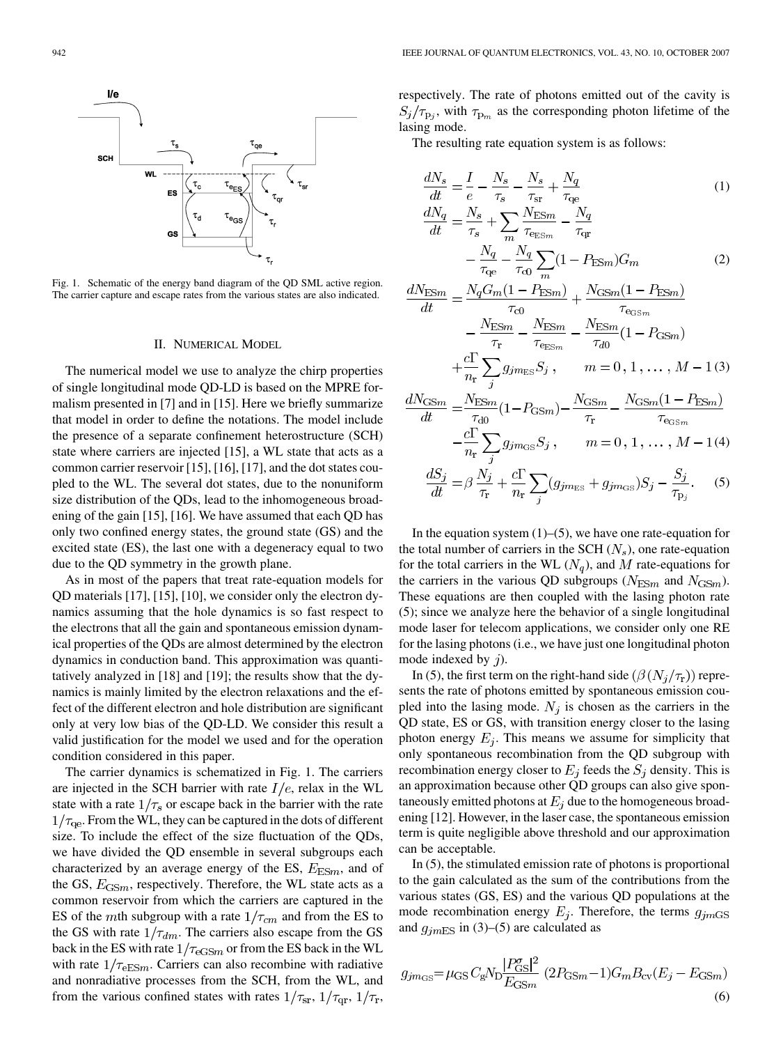Fig. 1. Schematic of the energy band diagram of the QD SML active region. The carrier capture and escape rates from the various states are also indicated.

## II. Numerical Model

The numerical model we use to analyze the chirp properties of single longitudinal mode QD-LD is based on the MPRE formalism presented in [7] and in [15]. Here we briefly summarize that model in order to define the notations. The model include the presence of a separate confinement heterostructure (SCH) state where carriers are injected [15], a WL state that acts as a common carrier reservoir [15], [16], [17], and the dot states coupled to the WL. The several dot states, due to the nonuniform size distribution of the QDs, lead to the inhomogeneous broadening of the gain [15], [16]. We have assumed that each QD has only two confined energy states, the ground state (GS) and the excited state (ES), the last one with a degeneracy equal to two due to the QD symmetry in the growth plane.

As in most of the papers that treat rate-equation models for QD materials [17], [15], [10], we consider only the electron dynamics assuming that the hole dynamics is so fast respect to the electrons that all the gain and spontaneous emission dynamical properties of the QDs are almost determined by the electron dynamics in conduction band. This approximation was quantitatively analyzed in [18] and [19]; the results show that the dynamics is mainly limited by the electron relaxations and the effect of the different electron and hole distribution are significant only at very low bias of the QD-LD. We consider this result a valid justification for the model we used and for the operation condition considered in this paper.

The carrier dynamics is schematized in Fig. 1. The carriers are injected in the SCH barrier with rate $I/e$, relax in the WL state with a rate $1/\tau_s$ or escape back in the barrier with the rate $1/\tau_{\rm qe}$. From the WL, they can be captured in the dots of different size. To include the effect of the size fluctuation of the QDs, we have divided the QD ensemble in several subgroups each characterized by an average energy of the ES, $E_{{\rm ES}m}$, and of the GS, $E_{{\rm GS}m}$, respectively. Therefore, the WL state acts as a common reservoir from which the carriers are captured in the ES of the $m$th subgroup with a rate $1/\tau_{cm}$ and from the ES to the GS with rate $1/\tau_{dm}$. The carriers also escape from the GS back in the ES with rate $1/\tau_{{\rm eGS}m}$ or from the ES back in the WL with rate $1/\tau_{{\rm eES}m}$. Carriers can also recombine with radiative and nonradiative processes from the SCH, from the WL, and from the various confined states with rates $1/\tau_{\rm sr}$, $1/\tau_{\rm qr}$, $1/\tau_{\rm r}$, respectively. The rate of photons emitted out of the cavity is $S_j/\tau_{{\rm P}j}$, with $\tau_{{\rm P}_m}$ as the corresponding photon lifetime of the lasing mode.

The resulting rate equation system is as follows:

$$\frac{dN_s}{dt} = \frac{I}{e} - \frac{N_s}{\tau_s} - \frac{N_s}{\tau_{\rm sr}} + \frac{N_q}{\tau_{\rm qe}} \tag{1}$$

$$\frac{dN_q}{dt} = \frac{N_s}{\tau_s} + \sum_m \frac{N_{{\rm ES}m}}{\tau_{{\rm e}_{{\rm ES}m}}} - \frac{N_q}{\tau_{\rm qr}} - \frac{N_q}{\tau_{\rm qe}} - \frac{N_q}{\tau_{\rm c0}} \sum_m (1-P_{{\rm ES}m}) G_m \tag{2}$$

$$\frac{dN_{{\rm ES}m}}{dt} = \frac{N_q G_m (1-P_{{\rm ES}m})}{\tau_{\rm c0}} + \frac{N_{{\rm GS}m}(1-P_{{\rm ES}m})}{\tau_{{\rm e}_{{\rm GS}m}}} - \frac{N_{{\rm ES}m}}{\tau_{\rm r}} - \frac{N_{{\rm ES}m}}{\tau_{{\rm e}_{{\rm ES}m}}} - \frac{N_{{\rm ES}m}}{\tau_{d0}}(1-P_{{\rm GS}m}) + \frac{c\Gamma}{n_{\rm r}} \sum_j g_{jm_{\rm ES}} S_j, \qquad m = 0, 1, \ldots, M-1 \tag{3}$$

$$\frac{dN_{{\rm GS}m}}{dt} = \frac{N_{{\rm ES}m}}{\tau_{\rm d0}}(1-P_{{\rm GS}m}) - \frac{N_{{\rm GS}m}}{\tau_{\rm r}} - \frac{N_{{\rm GS}m}(1-P_{{\rm ES}m})}{\tau_{{\rm e}_{{\rm GS}m}}} - \frac{c\Gamma}{n_{\rm r}} \sum_j g_{jm_{\rm GS}} S_j, \qquad m = 0, 1, \ldots, M-1 \tag{4}$$

$$\frac{dS_j}{dt} = \beta \frac{N_j}{\tau_{\rm r}} + \frac{c\Gamma}{n_{\rm r}} \sum_j (g_{jm_{\rm ES}} + g_{jm_{\rm GS}}) S_j - \frac{S_j}{\tau_{{\rm P}_j}}. \tag{5}$$

In the equation system (1)–(5), we have one rate-equation for the total number of carriers in the SCH ($N_s$), one rate-equation for the total carriers in the WL ($N_q$), and $M$ rate-equations for the carriers in the various QD subgroups ($N_{{\rm ES}m}$ and $N_{{\rm GS}m}$). These equations are then coupled with the lasing photon rate (5); since we analyze here the behavior of a single longitudinal mode laser for telecom applications, we consider only one RE for the lasing photons (i.e., we have just one longitudinal photon mode indexed by $j$).

In (5), the first term on the right-hand side ($\beta(N_j/\tau_{\rm r})$) represents the rate of photons emitted by spontaneous emission coupled into the lasing mode. $N_j$ is chosen as the carriers in the QD state, ES or GS, with transition energy closer to the lasing photon energy $E_j$. This means we assume for simplicity that only spontaneous recombination from the QD subgroup with recombination energy closer to $E_j$ feeds the $S_j$ density. This is an approximation because other QD groups can also give spontaneously emitted photons at $E_j$ due to the homogeneous broadening [12]. However, in the laser case, the spontaneous emission term is quite negligible above threshold and our approximation can be acceptable.

In (5), the stimulated emission rate of photons is proportional to the gain calculated as the sum of the contributions from the various states (GS, ES) and the various QD populations at the mode recombination energy $E_j$. Therefore, the terms $g_{jm{\rm GS}}$ and $g_{jm{\rm ES}}$ in (3)–(5) are calculated as

$$g_{jm_{\rm GS}} = \mu_{\rm GS} C_{\rm g} N_{\rm D} \frac{|P^{\sigma}_{\rm GS}|^2}{E_{{\rm GS}m}} (2P_{{\rm GS}m} - 1) G_m B_{\rm cv}(E_j - E_{{\rm GS}m}) \tag{6}$$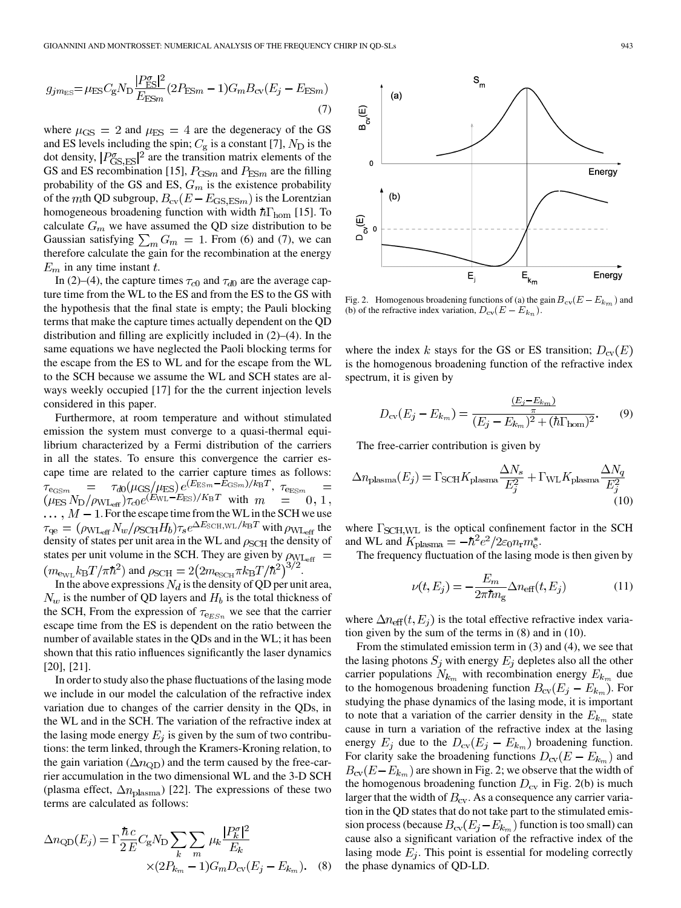$$g_{jm_{\text{ES}}}=\mu_{\text{ES}}C_{\text{g}}N_{\text{D}}\frac{|P^{\sigma}_{\text{ES}}|^2}{E_{\text{ES}m}}(2P_{\text{ES}m}-1)G_m B_{\text{cv}}(E_j-E_{\text{ES}m}) \tag{7}$$

where $\mu_{\text{GS}}=2$ and $\mu_{\text{ES}}=4$ are the degeneracy of the GS and ES levels including the spin; $C_{\text{g}}$ is a constant [7], $N_{\text{D}}$ is the dot density, $|P^{\sigma}_{\text{GS,ES}}|^2$ are the transition matrix elements of the GS and ES recombination [15], $P_{\text{GS}m}$ and $P_{\text{ES}m}$ are the filling probability of the GS and ES, $G_m$ is the existence probability of the $m$th QD subgroup, $B_{\text{cv}}(E-E_{\text{GS,ES}m})$ is the Lorentzian homogeneous broadening function with width $\hbar\Gamma_{\text{hom}}$ [15]. To calculate $G_m$ we have assumed the QD size distribution to be Gaussian satisfying $\sum_m G_m=1$. From (6) and (7), we can therefore calculate the gain for the recombination at the energy $E_m$ in any time instant $t$.

In (2)–(4), the capture times $\tau_{c0}$ and $\tau_{d0}$ are the average capture time from the WL to the ES and from the ES to the GS with the hypothesis that the final state is empty; the Pauli blocking terms that make the capture times actually dependent on the QD distribution and filling are explicitly included in (2)–(4). In the same equations we have neglected the Paoli blocking terms for the escape from the ES to WL and for the escape from the WL to the SCH because we assume the WL and SCH states are always weekly occupied [17] for the the current injection levels considered in this paper.

Furthermore, at room temperature and without stimulated emission the system must converge to a quasi-thermal equilibrium characterized by a Fermi distribution of the carriers in all the states. To ensure this convergence the carrier escape time are related to the carrier capture times as follows: $\tau_{e_{\text{GS}m}}=\tau_{d0}(\mu_{\text{GS}}/\mu_{\text{ES}})e^{(E_{\text{ES}m}-E_{\text{GS}m})/k_{\text{B}}T}$, $\tau_{e_{\text{ES}m}}=(\mu_{\text{ES}}N_{\text{D}}/\rho_{\text{WL}_{\text{eff}}})\tau_{c0}e^{(E_{\text{WL}}-E_{\text{ES}})/K_{\text{B}}T}$ with $m=0,1,\ldots,M-1$. For the escape time from the WL in the SCH we use $\tau_{\text{qe}}=(\rho_{\text{WL}_{\text{eff}}}N_w/\rho_{\text{SCH}}H_b)\tau_s e^{\Delta E_{\text{SCH,WL}}/k_{\text{B}}T}$ with $\rho_{\text{WL}_{\text{eff}}}$ the density of states per unit area in the WL and $\rho_{\text{SCH}}$ the density of states per unit volume in the SCH. They are given by $\rho_{\text{WL}_{\text{eff}}}=(m_{e_{\text{WL}}}k_{\text{B}}T/\pi\hbar^2)$ and $\rho_{\text{SCH}}=2\left(2m_{e_{\text{SCH}}}\pi k_{\text{B}}T/\hbar^2\right)^{3/2}$.

In the above expressions $N_d$ is the density of QD per unit area, $N_w$ is the number of QD layers and $H_b$ is the total thickness of the SCH, From the expression of $\tau_{e_{ESn}}$ we see that the carrier escape time from the ES is dependent on the ratio between the number of available states in the QDs and in the WL; it has been shown that this ratio influences significantly the laser dynamics [20], [21].

In order to study also the phase fluctuations of the lasing mode we include in our model the calculation of the refractive index variation due to changes of the carrier density in the QDs, in the WL and in the SCH. The variation of the refractive index at the lasing mode energy $E_j$ is given by the sum of two contributions: the term linked, through the Kramers-Kroning relation, to the gain variation ($\Delta n_{\text{QD}}$) and the term caused by the free-carrier accumulation in the two dimensional WL and the 3-D SCH (plasma effect, $\Delta n_{\text{plasma}}$) [22]. The expressions of these two terms are calculated as follows:

$$\Delta n_{\text{QD}}(E_j)=\Gamma\frac{\hbar c}{2E}C_{\text{g}}N_{\text{D}}\sum_k\sum_m \mu_k\frac{|P^{\sigma}_k|^2}{E_k}\times(2P_{k_m}-1)G_m D_{\text{cv}}(E_j-E_{k_m}). \tag{8}$$

Fig. 2. Homogenous broadening functions of (a) the gain $B_{\text{cv}}(E-E_{k_m})$ and (b) of the refractive index variation, $D_{\text{cv}}(E-E_{k_n})$.

where the index $k$ stays for the GS or ES transition; $D_{\text{cv}}(E)$ is the homogenous broadening function of the refractive index spectrum, it is given by

$$D_{\text{cv}}(E_j-E_{k_m})=\frac{\frac{(E_j-E_{k_m})}{\pi}}{(E_j-E_{k_m})^2+(\hbar\Gamma_{\text{hom}})^2}. \tag{9}$$

The free-carrier contribution is given by

$$\Delta n_{\text{plasma}}(E_j)=\Gamma_{\text{SCH}}K_{\text{plasma}}\frac{\Delta N_s}{E_j^2}+\Gamma_{\text{WL}}K_{\text{plasma}}\frac{\Delta N_q}{E_j^2} \tag{10}$$

where $\Gamma_{\text{SCH,WL}}$ is the optical confinement factor in the SCH and WL and $K_{\text{plasma}}=-\hbar^2e^2/2\varepsilon_0 n_{\text{r}}m_{\text{e}}^*$.

The frequency fluctuation of the lasing mode is then given by

$$\nu(t,E_j)=-\frac{E_m}{2\pi\hbar n_{\text{g}}}\Delta n_{\text{eff}}(t,E_j) \tag{11}$$

where $\Delta n_{\text{eff}}(t,E_j)$ is the total effective refractive index variation given by the sum of the terms in (8) and in (10).

From the stimulated emission term in (3) and (4), we see that the lasing photons $S_j$ with energy $E_j$ depletes also all the other carrier populations $N_{k_m}$ with recombination energy $E_{k_m}$ due to the homogenous broadening function $B_{\text{cv}}(E_j-E_{k_m})$. For studying the phase dynamics of the lasing mode, it is important to note that a variation of the carrier density in the $E_{k_m}$ state cause in turn a variation of the refractive index at the lasing energy $E_j$ due to the $D_{\text{cv}}(E_j-E_{k_m})$ broadening function. For clarity sake the broadening functions $D_{\text{cv}}(E-E_{k_m})$ and $B_{\text{cv}}(E-E_{k_m})$ are shown in Fig. 2; we observe that the width of the homogenous broadening function $D_{\text{cv}}$ in Fig. 2(b) is much larger that the width of $B_{\text{cv}}$. As a consequence any carrier variation in the QD states that do not take part to the stimulated emission process (because $B_{\text{cv}}(E_j-E_{k_m})$ function is too small) can cause also a significant variation of the refractive index of the lasing mode $E_j$. This point is essential for modeling correctly the phase dynamics of QD-LD.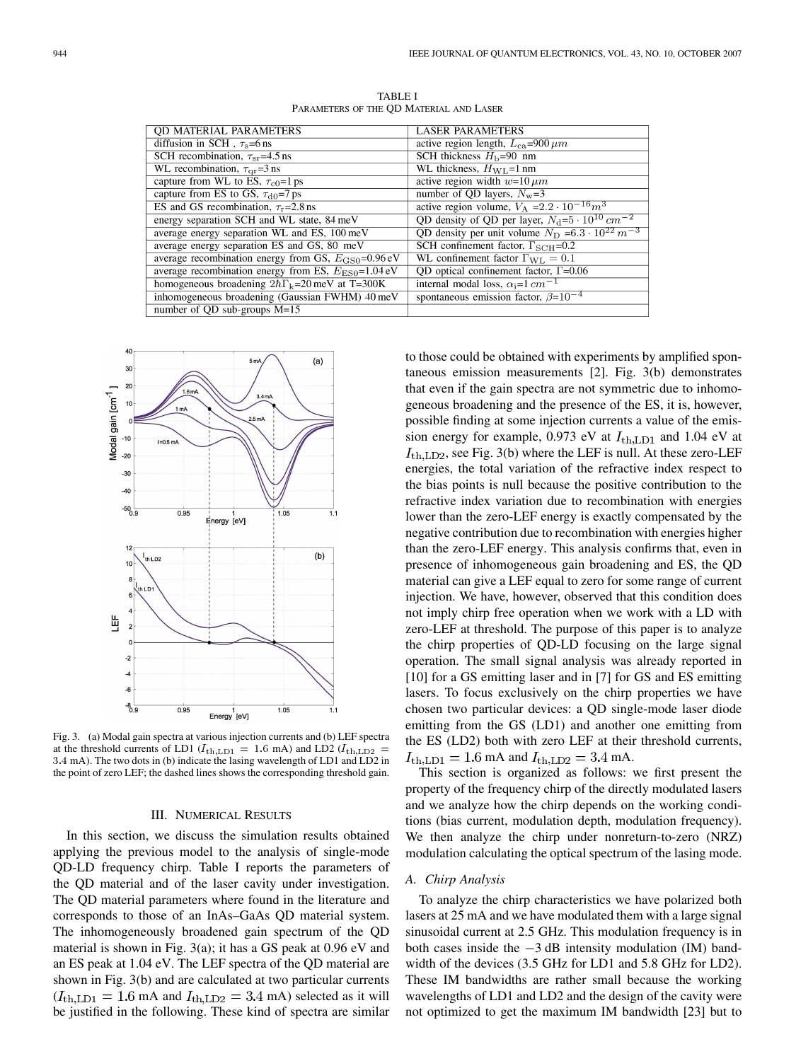TABLE I
PARAMETERS OF THE QD MATERIAL AND LASER

| QD MATERIAL PARAMETERS | LASER PARAMETERS |
|---|---|
| diffusion in SCH , $\tau_s$=6 ns | active region length, $L_{ca}$=900 $\mu m$ |
| SCH recombination, $\tau_{sr}$=4.5 ns | SCH thickness $H_b$=90 nm |
| WL recombination, $\tau_{qr}$=3 ns | WL thickness, $H_{WL}$=1 nm |
| capture from WL to ES, $\tau_{c0}$=1 ps | active region width $w$=10 $\mu m$ |
| capture from ES to GS, $\tau_{d0}$=7 ps | number of QD layers, $N_w$=3 |
| ES and GS recombination, $\tau_r$=2.8 ns | active region volume, $V_A$ =2.2 $\cdot 10^{-16} m^3$ |
| energy separation SCH and WL state, 84 meV | QD density of QD per layer, $N_d$=5 $\cdot 10^{10}$ $cm^{-2}$ |
| average energy separation WL and ES, 100 meV | QD density per unit volume $N_D$ =6.3 $\cdot 10^{22}$ $m^{-3}$ |
| average energy separation ES and GS, 80 meV | SCH confinement factor, $\Gamma_{SCH}$=0.2 |
| average recombination energy from GS, $E_{GS0}$=0.96 eV | WL confinement factor $\Gamma_{WL}$ = 0.1 |
| average recombination energy from ES, $E_{ES0}$=1.04 eV | QD optical confinement factor, $\Gamma$=0.06 |
| homogeneous broadening $2\hbar\Gamma_k$=20 meV at T=300K | internal modal loss, $\alpha_i$=1 $cm^{-1}$ |
| inhomogeneous broadening (Gaussian FWHM) 40 meV | spontaneous emission factor, $\beta$=$10^{-4}$ |
| number of QD sub-groups M=15 | |

Fig. 3. (a) Modal gain spectra at various injection currents and (b) LEF spectra at the threshold currents of LD1 ($I_{\rm th,LD1}$ = 1.6 mA) and LD2 ($I_{\rm th,LD2}$ = 3.4 mA). The two dots in (b) indicate the lasing wavelength of LD1 and LD2 in the point of zero LEF; the dashed lines shows the corresponding threshold gain.

## III. NUMERICAL RESULTS

In this section, we discuss the simulation results obtained applying the previous model to the analysis of single-mode QD-LD frequency chirp. Table I reports the parameters of the QD material and of the laser cavity under investigation. The QD material parameters where found in the literature and corresponds to those of an InAs–GaAs QD material system. The inhomogeneously broadened gain spectrum of the QD material is shown in Fig. 3(a); it has a GS peak at 0.96 eV and an ES peak at 1.04 eV. The LEF spectra of the QD material are shown in Fig. 3(b) and are calculated at two particular currents ($I_{\rm th,LD1} = 1.6$ mA and $I_{\rm th,LD2} = 3.4$ mA) selected as it will be justified in the following. These kind of spectra are similar to those could be obtained with experiments by amplified spontaneous emission measurements [2]. Fig. 3(b) demonstrates that even if the gain spectra are not symmetric due to inhomogeneous broadening and the presence of the ES, it is, however, possible finding at some injection currents a value of the emission energy for example, 0.973 eV at $I_{\rm th,LD1}$ and 1.04 eV at $I_{\rm th,LD2}$, see Fig. 3(b) where the LEF is null. At these zero-LEF energies, the total variation of the refractive index respect to the bias points is null because the positive contribution to the refractive index variation due to recombination with energies lower than the zero-LEF energy is exactly compensated by the negative contribution due to recombination with energies higher than the zero-LEF energy. This analysis confirms that, even in presence of inhomogeneous gain broadening and ES, the QD material can give a LEF equal to zero for some range of current injection. We have, however, observed that this condition does not imply chirp free operation when we work with a LD with zero-LEF at threshold. The purpose of this paper is to analyze the chirp properties of QD-LD focusing on the large signal operation. The small signal analysis was already reported in [10] for a GS emitting laser and in [7] for GS and ES emitting lasers. To focus exclusively on the chirp properties we have chosen two particular devices: a QD single-mode laser diode emitting from the GS (LD1) and another one emitting from the ES (LD2) both with zero LEF at their threshold currents, $I_{\rm th,LD1} = 1.6$ mA and $I_{\rm th,LD2} = 3.4$ mA.

This section is organized as follows: we first present the property of the frequency chirp of the directly modulated lasers and we analyze how the chirp depends on the working conditions (bias current, modulation depth, modulation frequency). We then analyze the chirp under nonreturn-to-zero (NRZ) modulation calculating the optical spectrum of the lasing mode.

### *A. Chirp Analysis*

To analyze the chirp characteristics we have polarized both lasers at 25 mA and we have modulated them with a large signal sinusoidal current at 2.5 GHz. This modulation frequency is in both cases inside the −3 dB intensity modulation (IM) bandwidth of the devices (3.5 GHz for LD1 and 5.8 GHz for LD2). These IM bandwidths are rather small because the working wavelengths of LD1 and LD2 and the design of the cavity were not optimized to get the maximum IM bandwidth [23] but to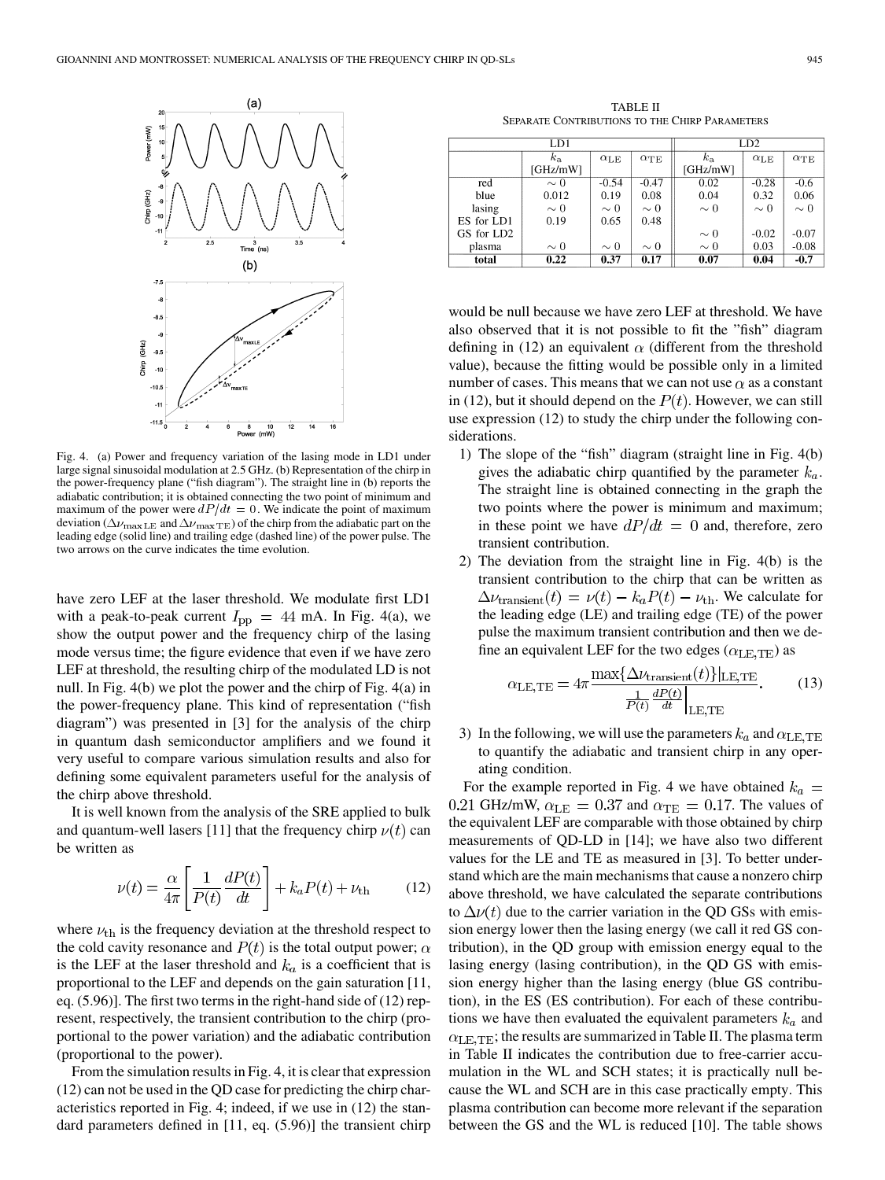Fig. 4. (a) Power and frequency variation of the lasing mode in LD1 under large signal sinusoidal modulation at 2.5 GHz. (b) Representation of the chirp in the power-frequency plane ("fish diagram"). The straight line in (b) reports the adiabatic contribution; it is obtained connecting the two point of minimum and maximum of the power were $dP/dt = 0$. We indicate the point of maximum deviation ($\Delta\nu_{\max\mathrm{LE}}$ and $\Delta\nu_{\max\mathrm{TE}}$) of the chirp from the adiabatic part on the leading edge (solid line) and trailing edge (dashed line) of the power pulse. The two arrows on the curve indicates the time evolution.

have zero LEF at the laser threshold. We modulate first LD1 with a peak-to-peak current $I_{\mathrm{pp}} = 44$ mA. In Fig. 4(a), we show the output power and the frequency chirp of the lasing mode versus time; the figure evidence that even if we have zero LEF at threshold, the resulting chirp of the modulated LD is not null. In Fig. 4(b) we plot the power and the chirp of Fig. 4(a) in the power-frequency plane. This kind of representation ("fish diagram") was presented in [3] for the analysis of the chirp in quantum dash semiconductor amplifiers and we found it very useful to compare various simulation results and also for defining some equivalent parameters useful for the analysis of the chirp above threshold.

It is well known from the analysis of the SRE applied to bulk and quantum-well lasers [11] that the frequency chirp $\nu(t)$ can be written as

$$\nu(t) = \frac{\alpha}{4\pi}\left[\frac{1}{P(t)}\frac{dP(t)}{dt}\right] + k_a P(t) + \nu_{\mathrm{th}} \tag{12}$$

where $\nu_{\mathrm{th}}$ is the frequency deviation at the threshold respect to the cold cavity resonance and $P(t)$ is the total output power; $\alpha$ is the LEF at the laser threshold and $k_a$ is a coefficient that is proportional to the LEF and depends on the gain saturation [11, eq. (5.96)]. The first two terms in the right-hand side of (12) represent, respectively, the transient contribution to the chirp (proportional to the power variation) and the adiabatic contribution (proportional to the power).

From the simulation results in Fig. 4, it is clear that expression (12) can not be used in the QD case for predicting the chirp characteristics reported in Fig. 4; indeed, if we use in (12) the standard parameters defined in [11, eq. (5.96)] the transient chirp would be null because we have zero LEF at threshold. We have also observed that it is not possible to fit the "fish" diagram defining in (12) an equivalent $\alpha$ (different from the threshold value), because the fitting would be possible only in a limited number of cases. This means that we can not use $\alpha$ as a constant in (12), but it should depend on the $P(t)$. However, we can still use expression (12) to study the chirp under the following considerations.

1) The slope of the "fish" diagram (straight line in Fig. 4(b) gives the adiabatic chirp quantified by the parameter $k_a$. The straight line is obtained connecting in the graph the two points where the power is minimum and maximum; in these point we have $dP/dt = 0$ and, therefore, zero transient contribution.
2) The deviation from the straight line in Fig. 4(b) is the transient contribution to the chirp that can be written as $\Delta\nu_{\mathrm{transient}}(t) = \nu(t) - k_a P(t) - \nu_{\mathrm{th}}$. We calculate for the leading edge (LE) and trailing edge (TE) of the power pulse the maximum transient contribution and then we define an equivalent LEF for the two edges ($\alpha_{\mathrm{LE,TE}}$) as

$$\alpha_{\mathrm{LE,TE}} = 4\pi \frac{\max\{\Delta\nu_{\mathrm{transient}}(t)\}|_{\mathrm{LE,TE}}}{\left.\frac{1}{P(t)}\frac{dP(t)}{dt}\right|_{\mathrm{LE,TE}}}. \tag{13}$$

3) In the following, we will use the parameters $k_a$ and $\alpha_{\mathrm{LE,TE}}$ to quantify the adiabatic and transient chirp in any operating condition.

For the example reported in Fig. 4 we have obtained $k_a = 0.21$ GHz/mW, $\alpha_{\mathrm{LE}} = 0.37$ and $\alpha_{\mathrm{TE}} = 0.17$. The values of the equivalent LEF are comparable with those obtained by chirp measurements of QD-LD in [14]; we have also two different values for the LE and TE as measured in [3]. To better understand which are the main mechanisms that cause a nonzero chirp above threshold, we have calculated the separate contributions to $\Delta\nu(t)$ due to the carrier variation in the QD GSs with emission energy lower then the lasing energy (we call it red GS contribution), in the QD group with emission energy equal to the lasing energy (lasing contribution), in the QD GS with emission energy higher than the lasing energy (blue GS contribution), in the ES (ES contribution). For each of these contributions we have then evaluated the equivalent parameters $k_a$ and $\alpha_{\mathrm{LE,TE}}$; the results are summarized in Table II. The plasma term in Table II indicates the contribution due to free-carrier accumulation in the WL and SCH states; it is practically null because the WL and SCH are in this case practically empty. This plasma contribution can become more relevant if the separation between the GS and the WL is reduced [10]. The table shows

TABLE II
SEPARATE CONTRIBUTIONS TO THE CHIRP PARAMETERS

| | LD1 | | | LD2 | | |
|---|---|---|---|---|---|---|
| | $k_a$ [GHz/mW] | $\alpha_{\mathrm{LE}}$ | $\alpha_{\mathrm{TE}}$ | $k_a$ [GHz/mW] | $\alpha_{\mathrm{LE}}$ | $\alpha_{\mathrm{TE}}$ |
| red | $\sim 0$ | -0.54 | -0.47 | 0.02 | -0.28 | -0.6 |
| blue | 0.012 | 0.19 | 0.08 | 0.04 | 0.32 | 0.06 |
| lasing | $\sim 0$ | $\sim 0$ | $\sim 0$ | $\sim 0$ | $\sim 0$ | $\sim 0$ |
| ES for LD1 | 0.19 | 0.65 | 0.48 | | | |
| GS for LD2 | | | | $\sim 0$ | -0.02 | -0.07 |
| plasma | $\sim 0$ | $\sim 0$ | $\sim 0$ | $\sim 0$ | 0.03 | -0.08 |
| **total** | **0.22** | **0.37** | **0.17** | **0.07** | **0.04** | **-0.7** |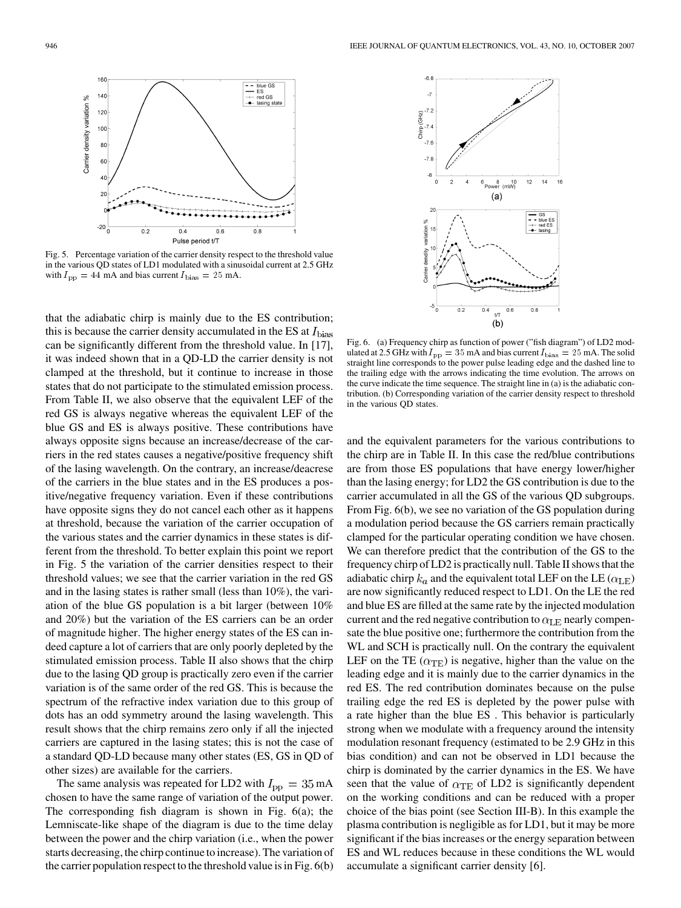Fig. 5. Percentage variation of the carrier density respect to the threshold value in the various QD states of LD1 modulated with a sinusoidal current at 2.5 GHz with $I_{\rm pp} = 44$ mA and bias current $I_{\rm bias} = 25$ mA.

that the adiabatic chirp is mainly due to the ES contribution; this is because the carrier density accumulated in the ES at $I_{\rm bias}$ can be significantly different from the threshold value. In [17], it was indeed shown that in a QD-LD the carrier density is not clamped at the threshold, but it continue to increase in those states that do not participate to the stimulated emission process. From Table II, we also observe that the equivalent LEF of the red GS is always negative whereas the equivalent LEF of the blue GS and ES is always positive. These contributions have always opposite signs because an increase/decrease of the carriers in the red states causes a negative/positive frequency shift of the lasing wavelength. On the contrary, an increase/deacrese of the carriers in the blue states and in the ES produces a positive/negative frequency variation. Even if these contributions have opposite signs they do not cancel each other as it happens at threshold, because the variation of the carrier occupation of the various states and the carrier dynamics in these states is different from the threshold. To better explain this point we report in Fig. 5 the variation of the carrier densities respect to their threshold values; we see that the carrier variation in the red GS and in the lasing states is rather small (less than 10%), the variation of the blue GS population is a bit larger (between 10% and 20%) but the variation of the ES carriers can be an order of magnitude higher. The higher energy states of the ES can indeed capture a lot of carriers that are only poorly depleted by the stimulated emission process. Table II also shows that the chirp due to the lasing QD group is practically zero even if the carrier variation is of the same order of the red GS. This is because the spectrum of the refractive index variation due to this group of dots has an odd symmetry around the lasing wavelength. This result shows that the chirp remains zero only if all the injected carriers are captured in the lasing states; this is not the case of a standard QD-LD because many other states (ES, GS in QD of other sizes) are available for the carriers.

The same analysis was repeated for LD2 with $I_{\rm pp} = 35$ mA chosen to have the same range of variation of the output power. The corresponding fish diagram is shown in Fig. 6(a); the Lemniscate-like shape of the diagram is due to the time delay between the power and the chirp variation (i.e., when the power starts decreasing, the chirp continue to increase). The variation of the carrier population respect to the threshold value is in Fig. 6(b) and the equivalent parameters for the various contributions to the chirp are in Table II. In this case the red/blue contributions are from those ES populations that have energy lower/higher than the lasing energy; for LD2 the GS contribution is due to the carrier accumulated in all the GS of the various QD subgroups. From Fig. 6(b), we see no variation of the GS population during a modulation period because the GS carriers remain practically clamped for the particular operating condition we have chosen. We can therefore predict that the contribution of the GS to the frequency chirp of LD2 is practically null. Table II shows that the adiabatic chirp $k_a$ and the equivalent total LEF on the LE ($\alpha_{\rm LE}$) are now significantly reduced respect to LD1. On the LE the red and blue ES are filled at the same rate by the injected modulation current and the red negative contribution to $\alpha_{\rm LE}$ nearly compensate the blue positive one; furthermore the contribution from the WL and SCH is practically null. On the contrary the equivalent LEF on the TE ($\alpha_{\rm TE}$) is negative, higher than the value on the leading edge and it is mainly due to the carrier dynamics in the red ES. The red contribution dominates because on the pulse trailing edge the red ES is depleted by the power pulse with a rate higher than the blue ES . This behavior is particularly strong when we modulate with a frequency around the intensity modulation resonant frequency (estimated to be 2.9 GHz in this bias condition) and can not be observed in LD1 because the chirp is dominated by the carrier dynamics in the ES. We have seen that the value of $\alpha_{\rm TE}$ of LD2 is significantly dependent on the working conditions and can be reduced with a proper choice of the bias point (see Section III-B). In this example the plasma contribution is negligible as for LD1, but it may be more significant if the bias increases or the energy separation between ES and WL reduces because in these conditions the WL would accumulate a significant carrier density [6].

Fig. 6. (a) Frequency chirp as function of power ("fish diagram") of LD2 modulated at 2.5 GHz with $I_{\rm pp} = 35$ mA and bias current $I_{\rm bias} = 25$ mA. The solid straight line corresponds to the power pulse leading edge and the dashed line to the trailing edge with the arrows indicating the time evolution. The arrows on the curve indicate the time sequence. The straight line in (a) is the adiabatic contribution. (b) Corresponding variation of the carrier density respect to threshold in the various QD states.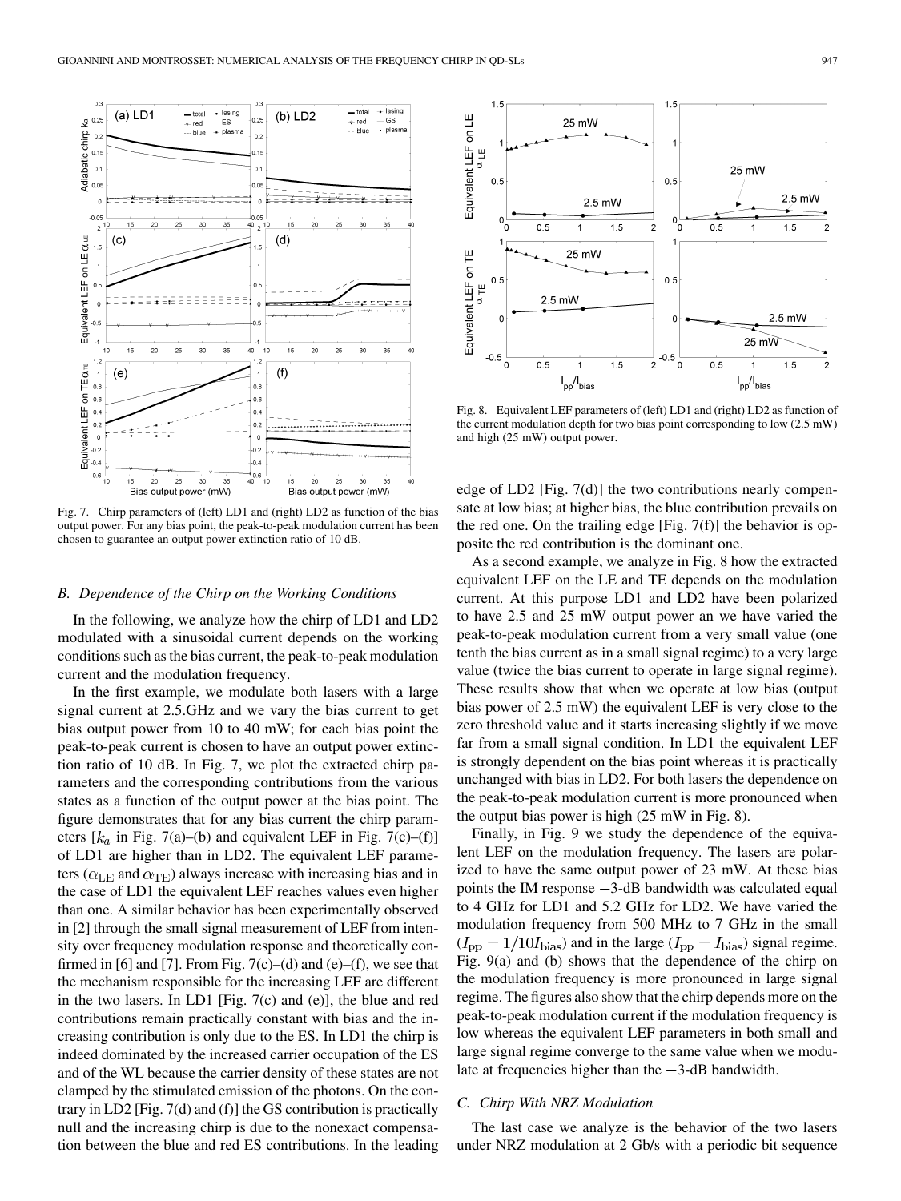Fig. 7. Chirp parameters of (left) LD1 and (right) LD2 as function of the bias output power. For any bias point, the peak-to-peak modulation current has been chosen to guarantee an output power extinction ratio of 10 dB.

### B. Dependence of the Chirp on the Working Conditions

In the following, we analyze how the chirp of LD1 and LD2 modulated with a sinusoidal current depends on the working conditions such as the bias current, the peak-to-peak modulation current and the modulation frequency.

In the first example, we modulate both lasers with a large signal current at 2.5.GHz and we vary the bias current to get bias output power from 10 to 40 mW; for each bias point the peak-to-peak current is chosen to have an output power extinction ratio of 10 dB. In Fig. 7, we plot the extracted chirp parameters and the corresponding contributions from the various states as a function of the output power at the bias point. The figure demonstrates that for any bias current the chirp parameters [$k_a$ in Fig. 7(a)–(b) and equivalent LEF in Fig. 7(c)–(f)] of LD1 are higher than in LD2. The equivalent LEF parameters ($\alpha_{\rm LE}$ and $\alpha_{\rm TE}$) always increase with increasing bias and in the case of LD1 the equivalent LEF reaches values even higher than one. A similar behavior has been experimentally observed in [2] through the small signal measurement of LEF from intensity over frequency modulation response and theoretically confirmed in [6] and [7]. From Fig. 7(c)–(d) and (e)–(f), we see that the mechanism responsible for the increasing LEF are different in the two lasers. In LD1 [Fig. 7(c) and (e)], the blue and red contributions remain practically constant with bias and the increasing contribution is only due to the ES. In LD1 the chirp is indeed dominated by the increased carrier occupation of the ES and of the WL because the carrier density of these states are not clamped by the stimulated emission of the photons. On the contrary in LD2 [Fig. 7(d) and (f)] the GS contribution is practically null and the increasing chirp is due to the nonexact compensation between the blue and red ES contributions. In the leading edge of LD2 [Fig. 7(d)] the two contributions nearly compensate at low bias; at higher bias, the blue contribution prevails on the red one. On the trailing edge [Fig. 7(f)] the behavior is opposite the red contribution is the dominant one.

Fig. 8. Equivalent LEF parameters of (left) LD1 and (right) LD2 as function of the current modulation depth for two bias point corresponding to low (2.5 mW) and high (25 mW) output power.

As a second example, we analyze in Fig. 8 how the extracted equivalent LEF on the LE and TE depends on the modulation current. At this purpose LD1 and LD2 have been polarized to have 2.5 and 25 mW output power an we have varied the peak-to-peak modulation current from a very small value (one tenth the bias current as in a small signal regime) to a very large value (twice the bias current to operate in large signal regime). These results show that when we operate at low bias (output bias power of 2.5 mW) the equivalent LEF is very close to the zero threshold value and it starts increasing slightly if we move far from a small signal condition. In LD1 the equivalent LEF is strongly dependent on the bias point whereas it is practically unchanged with bias in LD2. For both lasers the dependence on the peak-to-peak modulation current is more pronounced when the output bias power is high (25 mW in Fig. 8).

Finally, in Fig. 9 we study the dependence of the equivalent LEF on the modulation frequency. The lasers are polarized to have the same output power of 23 mW. At these bias points the IM response $-3$-dB bandwidth was calculated equal to 4 GHz for LD1 and 5.2 GHz for LD2. We have varied the modulation frequency from 500 MHz to 7 GHz in the small ($I_{\rm PP} = 1/10 I_{\rm bias}$) and in the large ($I_{\rm PP} = I_{\rm bias}$) signal regime. Fig. 9(a) and (b) shows that the dependence of the chirp on the modulation frequency is more pronounced in large signal regime. The figures also show that the chirp depends more on the peak-to-peak modulation current if the modulation frequency is low whereas the equivalent LEF parameters in both small and large signal regime converge to the same value when we modulate at frequencies higher than the $-3$-dB bandwidth.

### C. Chirp With NRZ Modulation

The last case we analyze is the behavior of the two lasers under NRZ modulation at 2 Gb/s with a periodic bit sequence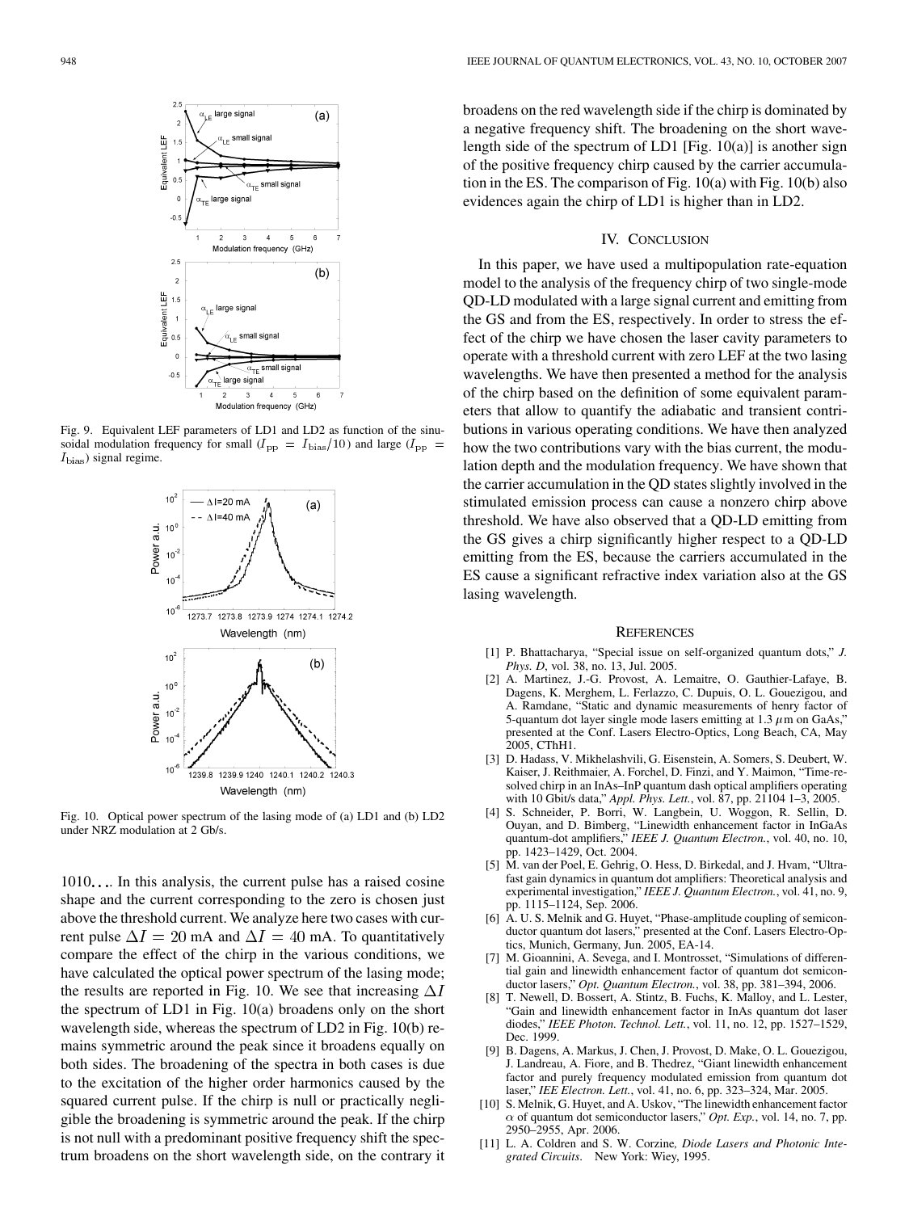Fig. 9. Equivalent LEF parameters of LD1 and LD2 as function of the sinusoidal modulation frequency for small ($I_{\rm pp} = I_{\rm bias}/10$) and large ($I_{\rm pp} = I_{\rm bias}$) signal regime.

Fig. 10. Optical power spectrum of the lasing mode of (a) LD1 and (b) LD2 under NRZ modulation at 2 Gb/s.

1010.... In this analysis, the current pulse has a raised cosine shape and the current corresponding to the zero is chosen just above the threshold current. We analyze here two cases with current pulse $\Delta I = 20$ mA and $\Delta I = 40$ mA. To quantitatively compare the effect of the chirp in the various conditions, we have calculated the optical power spectrum of the lasing mode; the results are reported in Fig. 10. We see that increasing $\Delta I$ the spectrum of LD1 in Fig. 10(a) broadens only on the short wavelength side, whereas the spectrum of LD2 in Fig. 10(b) remains symmetric around the peak since it broadens equally on both sides. The broadening of the spectra in both cases is due to the excitation of the higher order harmonics caused by the squared current pulse. If the chirp is null or practically negligible the broadening is symmetric around the peak. If the chirp is not null with a predominant positive frequency shift the spectrum broadens on the short wavelength side, on the contrary it broadens on the red wavelength side if the chirp is dominated by a negative frequency shift. The broadening on the short wavelength side of the spectrum of LD1 [Fig. 10(a)] is another sign of the positive frequency chirp caused by the carrier accumulation in the ES. The comparison of Fig. 10(a) with Fig. 10(b) also evidences again the chirp of LD1 is higher than in LD2.

## IV. Conclusion

In this paper, we have used a multipopulation rate-equation model to the analysis of the frequency chirp of two single-mode QD-LD modulated with a large signal current and emitting from the GS and from the ES, respectively. In order to stress the effect of the chirp we have chosen the laser cavity parameters to operate with a threshold current with zero LEF at the two lasing wavelengths. We have then presented a method for the analysis of the chirp based on the definition of some equivalent parameters that allow to quantify the adiabatic and transient contributions in various operating conditions. We have then analyzed how the two contributions vary with the bias current, the modulation depth and the modulation frequency. We have shown that the carrier accumulation in the QD states slightly involved in the stimulated emission process can cause a nonzero chirp above threshold. We have also observed that a QD-LD emitting from the GS gives a chirp significantly higher respect to a QD-LD emitting from the ES, because the carriers accumulated in the ES cause a significant refractive index variation also at the GS lasing wavelength.

## References

[1] P. Bhattacharya, "Special issue on self-organized quantum dots," *J. Phys. D*, vol. 38, no. 13, Jul. 2005.

[2] A. Martinez, J.-G. Provost, A. Lemaitre, O. Gauthier-Lafaye, B. Dagens, K. Merghem, L. Ferlazzo, C. Dupuis, O. L. Gouezigou, and A. Ramdane, "Static and dynamic measurements of henry factor of 5-quantum dot layer single mode lasers emitting at 1.3 $\mu$m on GaAs," presented at the Conf. Lasers Electro-Optics, Long Beach, CA, May 2005, CThH1.

[3] D. Hadass, V. Mikhelashvili, G. Eisenstein, A. Somers, S. Deubert, W. Kaiser, J. Reithmaier, A. Forchel, D. Finzi, and Y. Maimon, "Time-resolved chirp in an InAs–InP quantum dash optical amplifiers operating with 10 Gbit/s data," *Appl. Phys. Lett.*, vol. 87, pp. 21104 1–3, 2005.

[4] S. Schneider, P. Borri, W. Langbein, U. Woggon, R. Sellin, D. Ouyan, and D. Bimberg, "Linewidth enhancement factor in InGaAs quantum-dot amplifiers," *IEEE J. Quantum Electron.*, vol. 40, no. 10, pp. 1423–1429, Oct. 2004.

[5] M. van der Poel, E. Gehrig, O. Hess, D. Birkedal, and J. Hvam, "Ultrafast gain dynamics in quantum dot amplifiers: Theoretical analysis and experimental investigation," *IEEE J. Quantum Electron.*, vol. 41, no. 9, pp. 1115–1124, Sep. 2006.

[6] A. U. S. Melnik and G. Huyet, "Phase-amplitude coupling of semiconductor quantum dot lasers," presented at the Conf. Lasers Electro-Optics, Munich, Germany, Jun. 2005, EA-14.

[7] M. Gioannini, A. Sevega, and I. Montrosset, "Simulations of differential gain and linewidth enhancement factor of quantum dot semiconductor lasers," *Opt. Quantum Electron.*, vol. 38, pp. 381–394, 2006.

[8] T. Newell, D. Bossert, A. Stintz, B. Fuchs, K. Malloy, and L. Lester, "Gain and linewidth enhancement factor in InAs quantum dot laser diodes," *IEEE Photon. Technol. Lett.*, vol. 11, no. 12, pp. 1527–1529, Dec. 1999.

[9] B. Dagens, A. Markus, J. Chen, J. Provost, D. Make, O. L. Gouezigou, J. Landreau, A. Fiore, and B. Thedrez, "Giant linewidth enhancement factor and purely frequency modulated emission from quantum dot laser," *IEE Electron. Lett.*, vol. 41, no. 6, pp. 323–324, Mar. 2005.

[10] S. Melnik, G. Huyet, and A. Uskov, "The linewidth enhancement factor $\alpha$ of quantum dot semiconductor lasers," *Opt. Exp.*, vol. 14, no. 7, pp. 2950–2955, Apr. 2006.

[11] L. A. Coldren and S. W. Corzine, *Diode Lasers and Photonic Integrated Circuits*. New York: Wiey, 1995.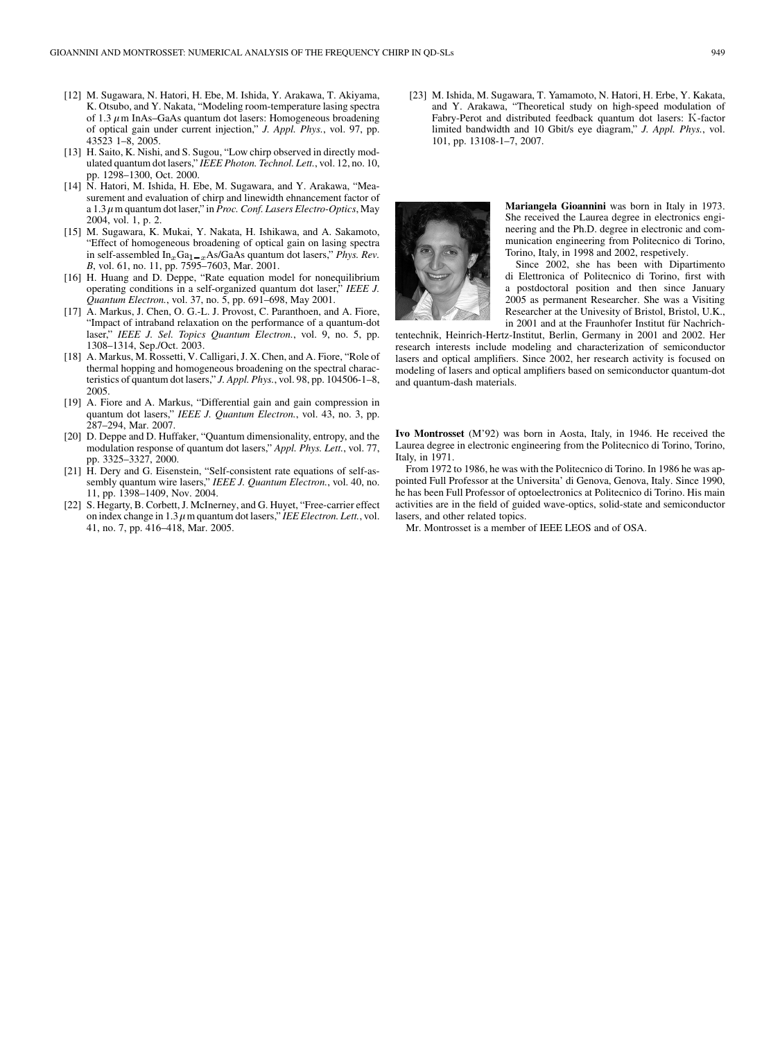[12] M. Sugawara, N. Hatori, H. Ebe, M. Ishida, Y. Arakawa, T. Akiyama, K. Otsubo, and Y. Nakata, "Modeling room-temperature lasing spectra of 1.3 $\mu$m InAs–GaAs quantum dot lasers: Homogeneous broadening of optical gain under current injection," *J. Appl. Phys.*, vol. 97, pp. 43523 1–8, 2005.

[13] H. Saito, K. Nishi, and S. Sugou, "Low chirp observed in directly modulated quantum dot lasers," *IEEE Photon. Technol. Lett.*, vol. 12, no. 10, pp. 1298–1300, Oct. 2000.

[14] N. Hatori, M. Ishida, H. Ebe, M. Sugawara, and Y. Arakawa, "Measurement and evaluation of chirp and linewidth ehnancement factor of a 1.3 $\mu$m quantum dot laser," in *Proc. Conf. Lasers Electro-Optics*, May 2004, vol. 1, p. 2.

[15] M. Sugawara, K. Mukai, Y. Nakata, H. Ishikawa, and A. Sakamoto, "Effect of homogeneous broadening of optical gain on lasing spectra in self-assembled $In_xGa_{1-x}As$/GaAs quantum dot lasers," *Phys. Rev. B*, vol. 61, no. 11, pp. 7595–7603, Mar. 2001.

[16] H. Huang and D. Deppe, "Rate equation model for nonequilibrium operating conditions in a self-organized quantum dot laser," *IEEE J. Quantum Electron.*, vol. 37, no. 5, pp. 691–698, May 2001.

[17] A. Markus, J. Chen, O. G.-L. J. Provost, C. Paranthoen, and A. Fiore, "Impact of intraband relaxation on the performance of a quantum-dot laser," *IEEE J. Sel. Topics Quantum Electron.*, vol. 9, no. 5, pp. 1308–1314, Sep./Oct. 2003.

[18] A. Markus, M. Rossetti, V. Calligari, J. X. Chen, and A. Fiore, "Role of thermal hopping and homogeneous broadening on the spectral characteristics of quantum dot lasers," *J. Appl. Phys.*, vol. 98, pp. 104506-1–8, 2005.

[19] A. Fiore and A. Markus, "Differential gain and gain compression in quantum dot lasers," *IEEE J. Quantum Electron.*, vol. 43, no. 3, pp. 287–294, Mar. 2007.

[20] D. Deppe and D. Huffaker, "Quantum dimensionality, entropy, and the modulation response of quantum dot lasers," *Appl. Phys. Lett.*, vol. 77, pp. 3325–3327, 2000.

[21] H. Dery and G. Eisenstein, "Self-consistent rate equations of self-assembly quantum wire lasers," *IEEE J. Quantum Electron.*, vol. 40, no. 11, pp. 1398–1409, Nov. 2004.

[22] S. Hegarty, B. Corbett, J. McInerney, and G. Huyet, "Free-carrier effect on index change in 1.3 $\mu$m quantum dot lasers," *IEE Electron. Lett.*, vol. 41, no. 7, pp. 416–418, Mar. 2005.

[23] M. Ishida, M. Sugawara, T. Yamamoto, N. Hatori, H. Erbe, Y. Kakata, and Y. Arakawa, "Theoretical study on high-speed modulation of Fabry-Perot and distributed feedback quantum dot lasers: K-factor limited bandwidth and 10 Gbit/s eye diagram," *J. Appl. Phys.*, vol. 101, pp. 13108-1–7, 2007.

**Mariangela Gioannini** was born in Italy in 1973. She received the Laurea degree in electronics engineering and the Ph.D. degree in electronic and communication engineering from Politecnico di Torino, Torino, Italy, in 1998 and 2002, respetively.

Since 2002, she has been with Dipartimento di Elettronica of Politecnico di Torino, first with a postdoctoral position and then since January 2005 as permanent Researcher. She was a Visiting Researcher at the Univesity of Bristol, Bristol, U.K., in 2001 and at the Fraunhofer Institut für Nachrichtentechnik, Heinrich-Hertz-Institut, Berlin, Germany in 2001 and 2002. Her research interests include modeling and characterization of semiconductor lasers and optical amplifiers. Since 2002, her research activity is focused on modeling of lasers and optical amplifiers based on semiconductor quantum-dot and quantum-dash materials.

**Ivo Montrosset** (M'92) was born in Aosta, Italy, in 1946. He received the Laurea degree in electronic engineering from the Politecnico di Torino, Torino, Italy, in 1971.

From 1972 to 1986, he was with the Politecnico di Torino. In 1986 he was appointed Full Professor at the Universita' di Genova, Genova, Italy. Since 1990, he has been Full Professor of optoelectronics at Politecnico di Torino. His main activities are in the field of guided wave-optics, solid-state and semiconductor lasers, and other related topics.

Mr. Montrosset is a member of IEEE LEOS and of OSA.